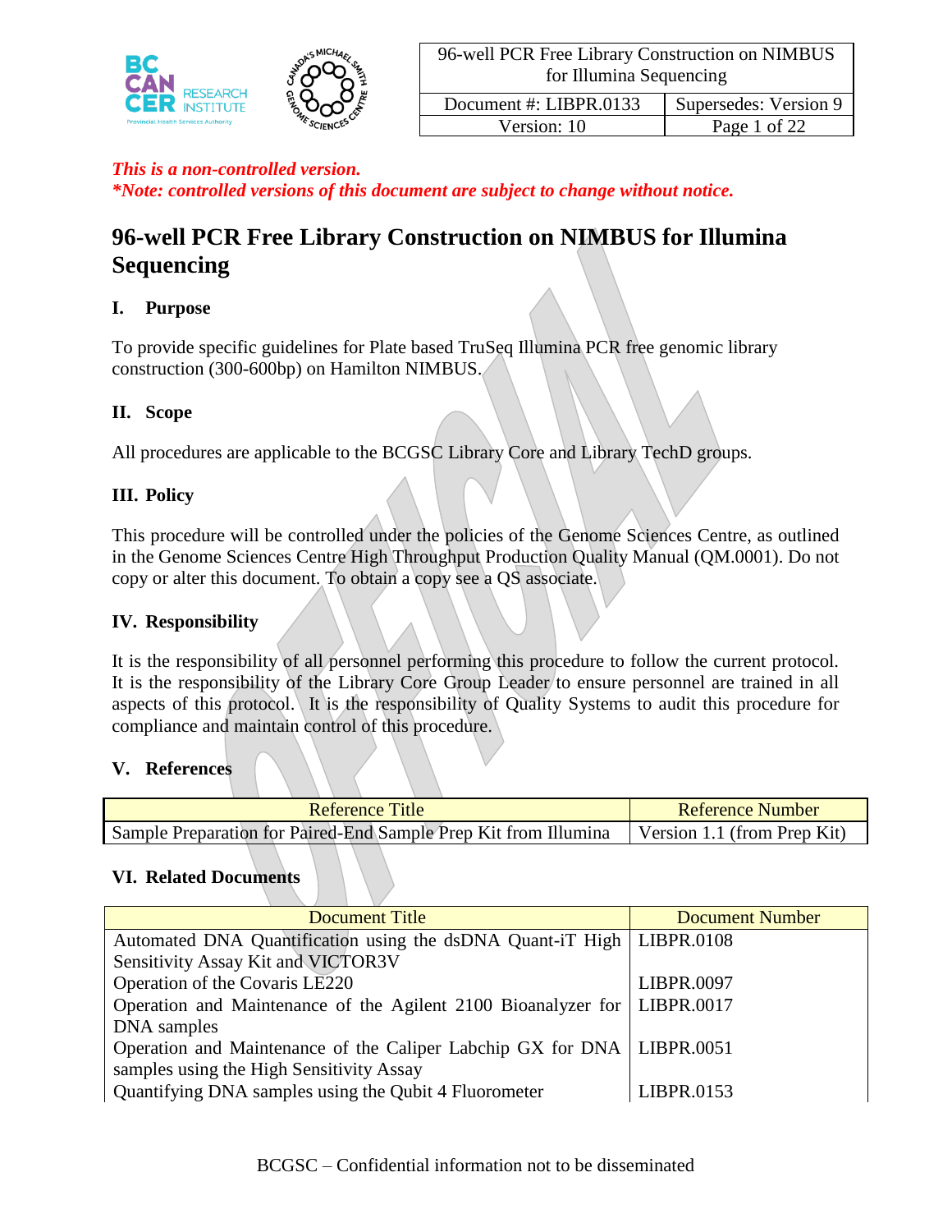*This is a non-controlled version.*
*\*Note: controlled versions of this document are subject to change without notice.*

# 96-well PCR Free Library Construction on NIMBUS for Illumina Sequencing

## I. Purpose

To provide specific guidelines for Plate based TruSeq Illumina PCR free genomic library construction (300-600bp) on Hamilton NIMBUS.

## II. Scope

All procedures are applicable to the BCGSC Library Core and Library TechD groups.

## III. Policy

This procedure will be controlled under the policies of the Genome Sciences Centre, as outlined in the Genome Sciences Centre High Throughput Production Quality Manual (QM.0001). Do not copy or alter this document. To obtain a copy see a QS associate.

## IV. Responsibility

It is the responsibility of all personnel performing this procedure to follow the current protocol. It is the responsibility of the Library Core Group Leader to ensure personnel are trained in all aspects of this protocol. It is the responsibility of Quality Systems to audit this procedure for compliance and maintain control of this procedure.

## V. References

| Reference Title | Reference Number |
|---|---|
| Sample Preparation for Paired-End Sample Prep Kit from Illumina | Version 1.1 (from Prep Kit) |

## VI. Related Documents

| Document Title | Document Number |
|---|---|
| Automated DNA Quantification using the dsDNA Quant-iT High Sensitivity Assay Kit and VICTOR3V | LIBPR.0108 |
| Operation of the Covaris LE220 | LIBPR.0097 |
| Operation and Maintenance of the Agilent 2100 Bioanalyzer for DNA samples | LIBPR.0017 |
| Operation and Maintenance of the Caliper Labchip GX for DNA samples using the High Sensitivity Assay | LIBPR.0051 |
| Quantifying DNA samples using the Qubit 4 Fluorometer | LIBPR.0153 |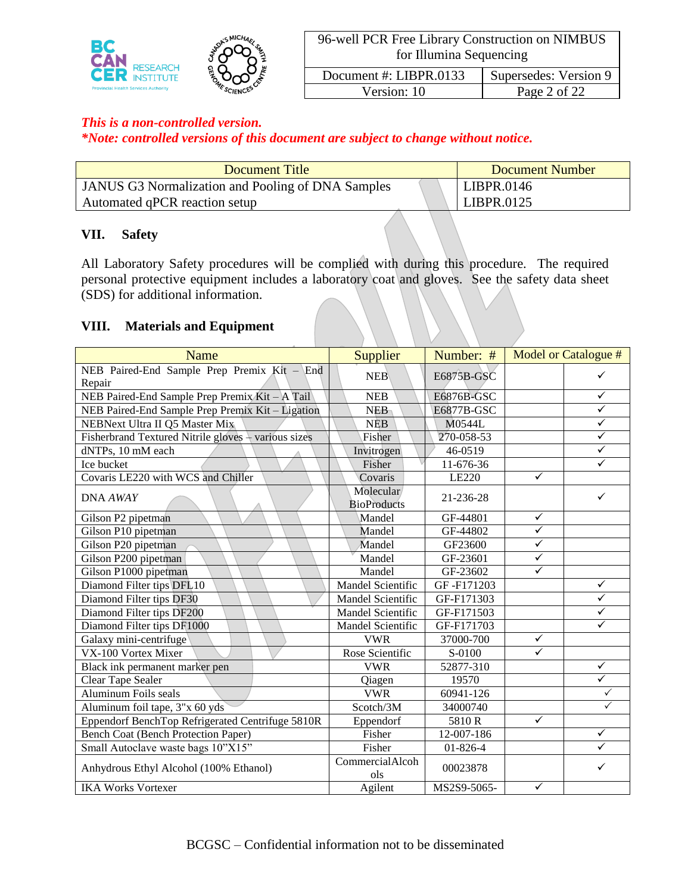*This is a non-controlled version.*
*\*Note: controlled versions of this document are subject to change without notice.*

| Document Title | Document Number |
|---|---|
| JANUS G3 Normalization and Pooling of DNA Samples | LIBPR.0146 |
| Automated qPCR reaction setup | LIBPR.0125 |

## VII. Safety

All Laboratory Safety procedures will be complied with during this procedure. The required personal protective equipment includes a laboratory coat and gloves. See the safety data sheet (SDS) for additional information.

## VIII. Materials and Equipment

| Name | Supplier | Number: # | Model or Catalogue # | |
|---|---|---|---|---|
| NEB Paired-End Sample Prep Premix Kit – End Repair | NEB | E6875B-GSC | | ✓ |
| NEB Paired-End Sample Prep Premix Kit – A Tail | NEB | E6876B-GSC | | ✓ |
| NEB Paired-End Sample Prep Premix Kit – Ligation | NEB | E6877B-GSC | | ✓ |
| NEBNext Ultra II Q5 Master Mix | NEB | M0544L | | ✓ |
| Fisherbrand Textured Nitrile gloves – various sizes | Fisher | 270-058-53 | | ✓ |
| dNTPs, 10 mM each | Invitrogen | 46-0519 | | ✓ |
| Ice bucket | Fisher | 11-676-36 | | ✓ |
| Covaris LE220 with WCS and Chiller | Covaris | LE220 | ✓ | |
| DNA *AWAY* | Molecular BioProducts | 21-236-28 | | ✓ |
| Gilson P2 pipetman | Mandel | GF-44801 | ✓ | |
| Gilson P10 pipetman | Mandel | GF-44802 | ✓ | |
| Gilson P20 pipetman | Mandel | GF23600 | ✓ | |
| Gilson P200 pipetman | Mandel | GF-23601 | ✓ | |
| Gilson P1000 pipetman | Mandel | GF-23602 | ✓ | |
| Diamond Filter tips DFL10 | Mandel Scientific | GF -F171203 | | ✓ |
| Diamond Filter tips DF30 | Mandel Scientific | GF-F171303 | | ✓ |
| Diamond Filter tips DF200 | Mandel Scientific | GF-F171503 | | ✓ |
| Diamond Filter tips DF1000 | Mandel Scientific | GF-F171703 | | ✓ |
| Galaxy mini-centrifuge | VWR | 37000-700 | ✓ | |
| VX-100 Vortex Mixer | Rose Scientific | S-0100 | ✓ | |
| Black ink permanent marker pen | VWR | 52877-310 | | ✓ |
| Clear Tape Sealer | Qiagen | 19570 | | ✓ |
| Aluminum Foils seals | VWR | 60941-126 | | ✓ |
| Aluminum foil tape, 3"x 60 yds | Scotch/3M | 34000740 | | ✓ |
| Eppendorf BenchTop Refrigerated Centrifuge 5810R | Eppendorf | 5810 R | ✓ | |
| Bench Coat (Bench Protection Paper) | Fisher | 12-007-186 | | ✓ |
| Small Autoclave waste bags 10"X15" | Fisher | 01-826-4 | | ✓ |
| Anhydrous Ethyl Alcohol (100% Ethanol) | CommercialAlcohols | 00023878 | | ✓ |
| IKA Works Vortexer | Agilent | MS2S9-5065- | ✓ | |

BCGSC – Confidential information not to be disseminated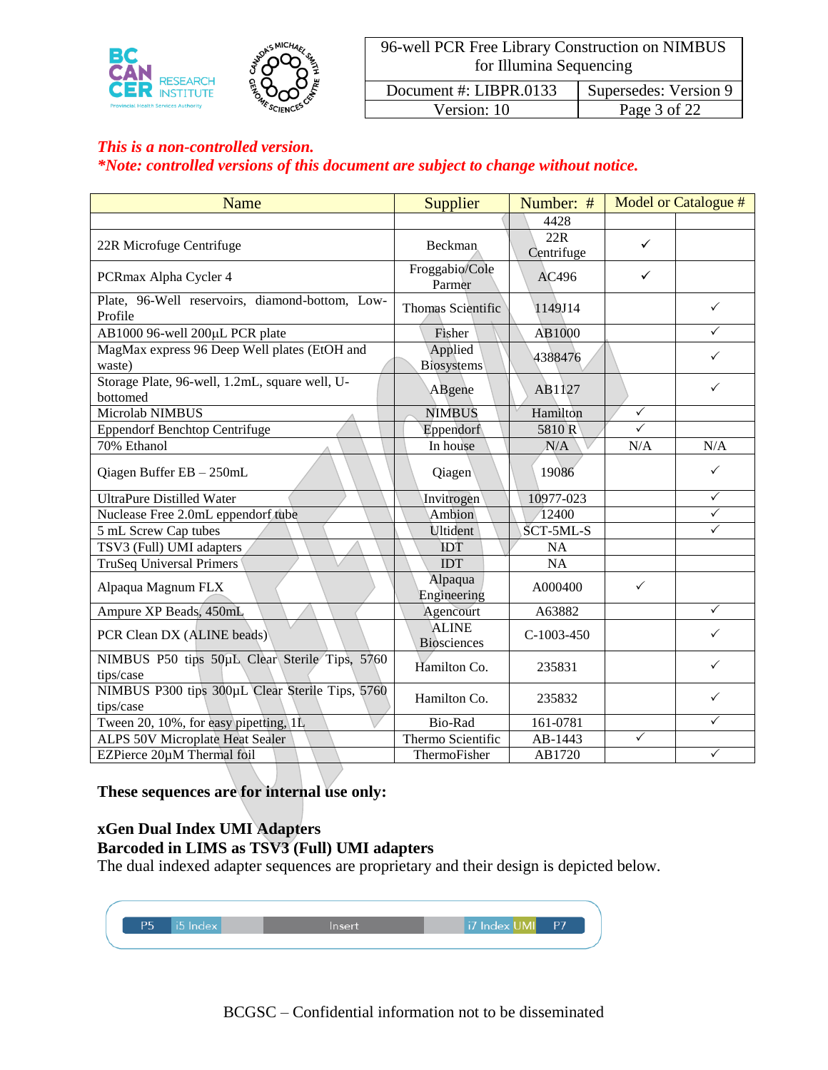*This is a non-controlled version.*

*\*Note: controlled versions of this document are subject to change without notice.*

| Name | Supplier | Number: # | Model or Catalogue # | |
|---|---|---|---|---|
| | | 4428 | | |
| 22R Microfuge Centrifuge | Beckman | 22R Centrifuge | ✓ | |
| PCRmax Alpha Cycler 4 | Froggabio/Cole Parmer | AC496 | ✓ | |
| Plate, 96-Well reservoirs, diamond-bottom, Low-Profile | Thomas Scientific | 1149J14 | | ✓ |
| AB1000 96-well 200µL PCR plate | Fisher | AB1000 | | ✓ |
| MagMax express 96 Deep Well plates (EtOH and waste) | Applied Biosystems | 4388476 | | ✓ |
| Storage Plate, 96-well, 1.2mL, square well, U-bottomed | ABgene | AB1127 | | ✓ |
| Microlab NIMBUS | NIMBUS | Hamilton | ✓ | |
| Eppendorf Benchtop Centrifuge | Eppendorf | 5810 R | ✓ | |
| 70% Ethanol | In house | N/A | N/A | N/A |
| Qiagen Buffer EB – 250mL | Qiagen | 19086 | | ✓ |
| UltraPure Distilled Water | Invitrogen | 10977-023 | | ✓ |
| Nuclease Free 2.0mL eppendorf tube | Ambion | 12400 | | ✓ |
| 5 mL Screw Cap tubes | Ultident | SCT-5ML-S | | ✓ |
| TSV3 (Full) UMI adapters | IDT | NA | | |
| TruSeq Universal Primers | IDT | NA | | |
| Alpaqua Magnum FLX | Alpaqua Engineering | A000400 | ✓ | |
| Ampure XP Beads, 450mL | Agencourt | A63882 | | ✓ |
| PCR Clean DX (ALINE beads) | ALINE Biosciences | C-1003-450 | | ✓ |
| NIMBUS P50 tips 50µL Clear Sterile Tips, 5760 tips/case | Hamilton Co. | 235831 | | ✓ |
| NIMBUS P300 tips 300µL Clear Sterile Tips, 5760 tips/case | Hamilton Co. | 235832 | | ✓ |
| Tween 20, 10%, for easy pipetting, 1L | Bio-Rad | 161-0781 | | ✓ |
| ALPS 50V Microplate Heat Sealer | Thermo Scientific | AB-1443 | ✓ | |
| EZPierce 20µM Thermal foil | ThermoFisher | AB1720 | | ✓ |

**These sequences are for internal use only:**

**xGen Dual Index UMI Adapters**
**Barcoded in LIMS as TSV3 (Full) UMI adapters**

The dual indexed adapter sequences are proprietary and their design is depicted below.

P5 | i5 Index | Insert | i7 Index | UMI | P7

BCGSC – Confidential information not to be disseminated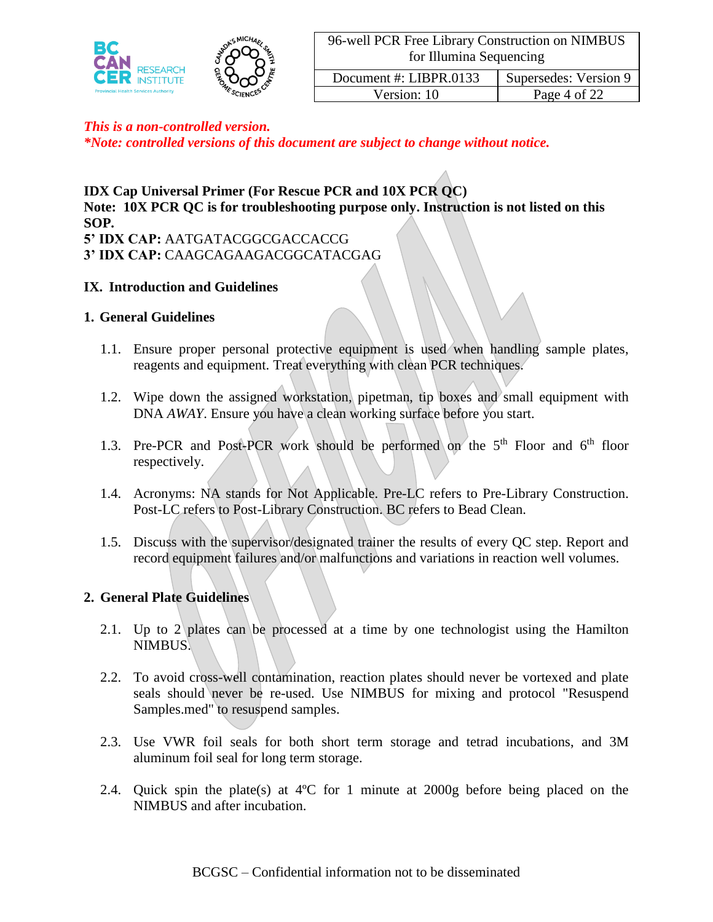*This is a non-controlled version.*
***Note: controlled versions of this document are subject to change without notice.***

**IDX Cap Universal Primer (For Rescue PCR and 10X PCR QC)**
**Note: 10X PCR QC is for troubleshooting purpose only. Instruction is not listed on this SOP.**
**5' IDX CAP:** AATGATACGGCGACCACCG
**3' IDX CAP:** CAAGCAGAAGACGGCATACGAG

## IX. Introduction and Guidelines

### 1. General Guidelines

1.1. Ensure proper personal protective equipment is used when handling sample plates, reagents and equipment. Treat everything with clean PCR techniques.

1.2. Wipe down the assigned workstation, pipetman, tip boxes and small equipment with DNA *AWAY*. Ensure you have a clean working surface before you start.

1.3. Pre-PCR and Post-PCR work should be performed on the 5th Floor and 6th floor respectively.

1.4. Acronyms: NA stands for Not Applicable. Pre-LC refers to Pre-Library Construction. Post-LC refers to Post-Library Construction. BC refers to Bead Clean.

1.5. Discuss with the supervisor/designated trainer the results of every QC step. Report and record equipment failures and/or malfunctions and variations in reaction well volumes.

### 2. General Plate Guidelines

2.1. Up to 2 plates can be processed at a time by one technologist using the Hamilton NIMBUS.

2.2. To avoid cross-well contamination, reaction plates should never be vortexed and plate seals should never be re-used. Use NIMBUS for mixing and protocol "Resuspend Samples.med" to resuspend samples.

2.3. Use VWR foil seals for both short term storage and tetrad incubations, and 3M aluminum foil seal for long term storage.

2.4. Quick spin the plate(s) at 4ºC for 1 minute at 2000g before being placed on the NIMBUS and after incubation.

BCGSC – Confidential information not to be disseminated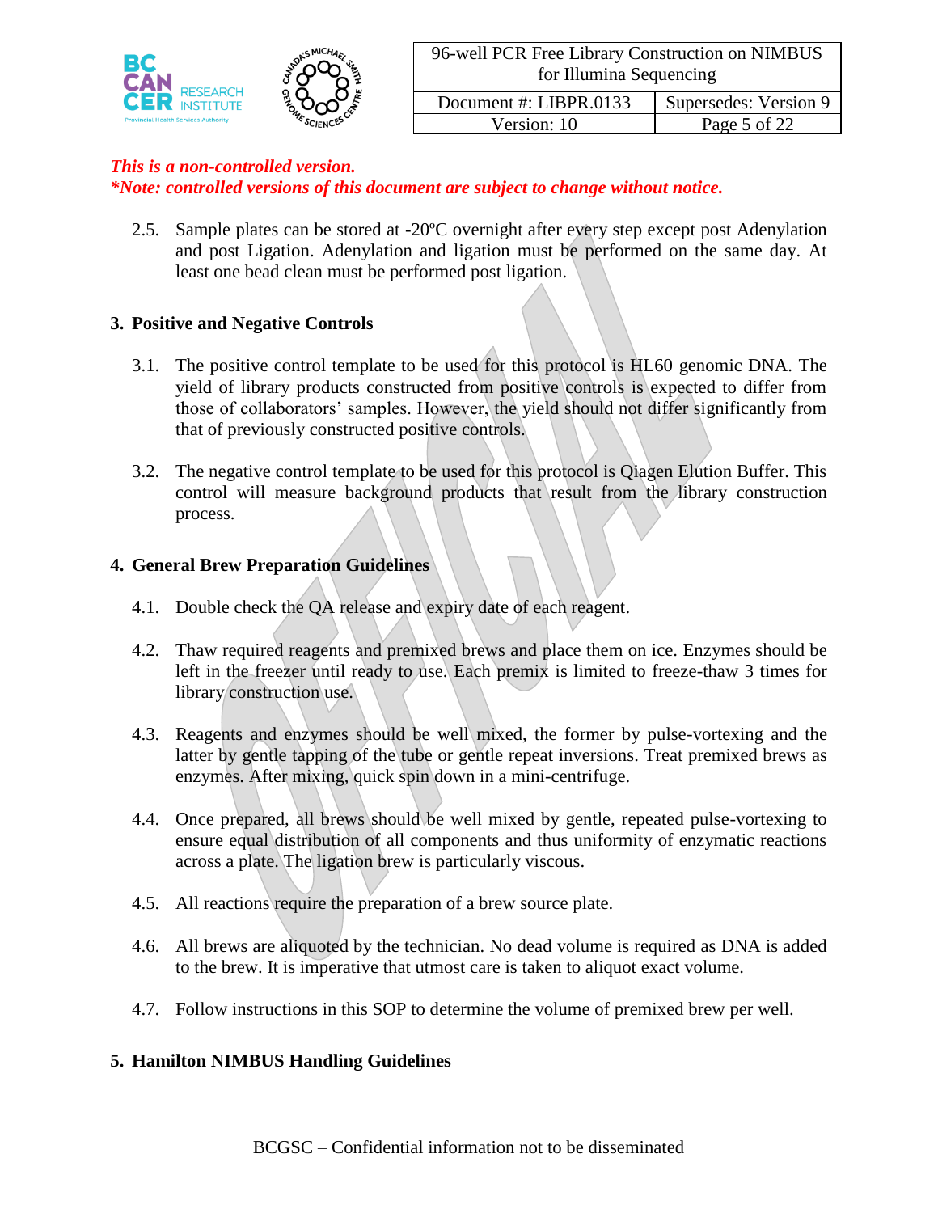*This is a non-controlled version.*
*\*Note: controlled versions of this document are subject to change without notice.*

2.5. Sample plates can be stored at -20ºC overnight after every step except post Adenylation and post Ligation. Adenylation and ligation must be performed on the same day. At least one bead clean must be performed post ligation.

## 3. Positive and Negative Controls

3.1. The positive control template to be used for this protocol is HL60 genomic DNA. The yield of library products constructed from positive controls is expected to differ from those of collaborators' samples. However, the yield should not differ significantly from that of previously constructed positive controls.

3.2. The negative control template to be used for this protocol is Qiagen Elution Buffer. This control will measure background products that result from the library construction process.

## 4. General Brew Preparation Guidelines

4.1. Double check the QA release and expiry date of each reagent.

4.2. Thaw required reagents and premixed brews and place them on ice. Enzymes should be left in the freezer until ready to use. Each premix is limited to freeze-thaw 3 times for library construction use.

4.3. Reagents and enzymes should be well mixed, the former by pulse-vortexing and the latter by gentle tapping of the tube or gentle repeat inversions. Treat premixed brews as enzymes. After mixing, quick spin down in a mini-centrifuge.

4.4. Once prepared, all brews should be well mixed by gentle, repeated pulse-vortexing to ensure equal distribution of all components and thus uniformity of enzymatic reactions across a plate. The ligation brew is particularly viscous.

4.5. All reactions require the preparation of a brew source plate.

4.6. All brews are aliquoted by the technician. No dead volume is required as DNA is added to the brew. It is imperative that utmost care is taken to aliquot exact volume.

4.7. Follow instructions in this SOP to determine the volume of premixed brew per well.

## 5. Hamilton NIMBUS Handling Guidelines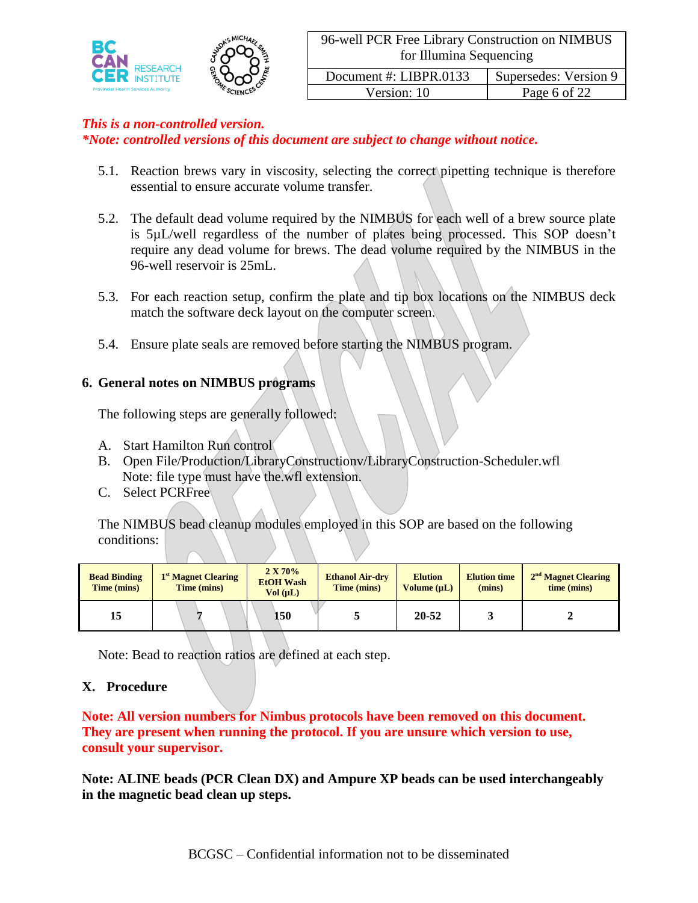*This is a non-controlled version.*
***Note: controlled versions of this document are subject to change without notice.***

5.1. Reaction brews vary in viscosity, selecting the correct pipetting technique is therefore essential to ensure accurate volume transfer.

5.2. The default dead volume required by the NIMBUS for each well of a brew source plate is 5µL/well regardless of the number of plates being processed. This SOP doesn't require any dead volume for brews. The dead volume required by the NIMBUS in the 96-well reservoir is 25mL.

5.3. For each reaction setup, confirm the plate and tip box locations on the NIMBUS deck match the software deck layout on the computer screen.

5.4. Ensure plate seals are removed before starting the NIMBUS program.

## 6. General notes on NIMBUS programs

The following steps are generally followed:

A. Start Hamilton Run control
B. Open File/Production/LibraryConstructionv/LibraryConstruction-Scheduler.wfl
   Note: file type must have the.wfl extension.
C. Select PCRFree

The NIMBUS bead cleanup modules employed in this SOP are based on the following conditions:

| Bead Binding Time (mins) | 1st Magnet Clearing Time (mins) | 2 X 70% EtOH Wash Vol (µL) | Ethanol Air-dry Time (mins) | Elution Volume (µL) | Elution time (mins) | 2nd Magnet Clearing time (mins) |
|---|---|---|---|---|---|---|
| 15 | 7 | 150 | 5 | 20-52 | 3 | 2 |

Note: Bead to reaction ratios are defined at each step.

## X. Procedure

**Note: All version numbers for Nimbus protocols have been removed on this document. They are present when running the protocol. If you are unsure which version to use, consult your supervisor.**

**Note: ALINE beads (PCR Clean DX) and Ampure XP beads can be used interchangeably in the magnetic bead clean up steps.**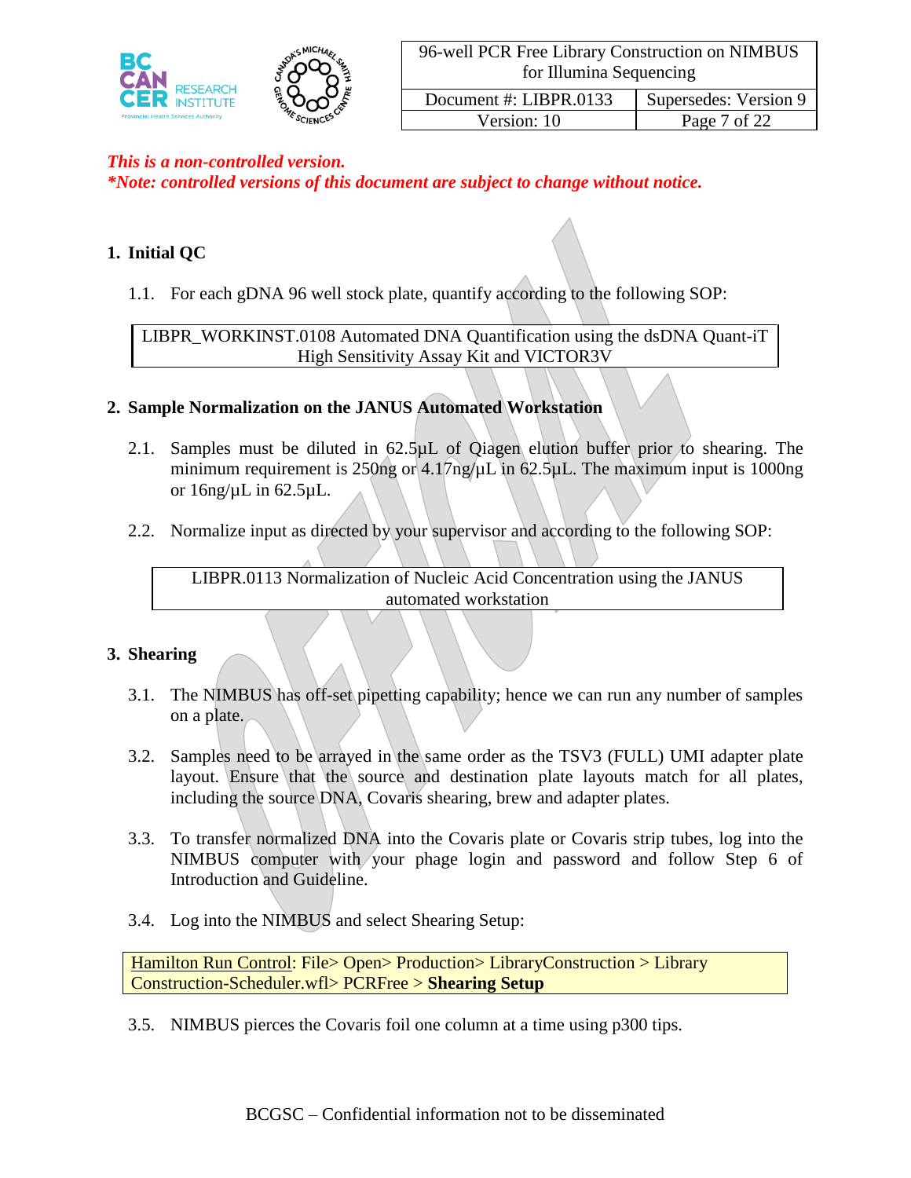*This is a non-controlled version.*
*\*Note: controlled versions of this document are subject to change without notice.*

## 1. Initial QC

1.1. For each gDNA 96 well stock plate, quantify according to the following SOP:

| LIBPR_WORKINST.0108 Automated DNA Quantification using the dsDNA Quant-iT High Sensitivity Assay Kit and VICTOR3V |
|---|

## 2. Sample Normalization on the JANUS Automated Workstation

2.1. Samples must be diluted in 62.5µL of Qiagen elution buffer prior to shearing. The minimum requirement is 250ng or 4.17ng/µL in 62.5µL. The maximum input is 1000ng or 16ng/µL in 62.5µL.

2.2. Normalize input as directed by your supervisor and according to the following SOP:

| LIBPR.0113 Normalization of Nucleic Acid Concentration using the JANUS automated workstation |
|---|

## 3. Shearing

3.1. The NIMBUS has off-set pipetting capability; hence we can run any number of samples on a plate.

3.2. Samples need to be arrayed in the same order as the TSV3 (FULL) UMI adapter plate layout. Ensure that the source and destination plate layouts match for all plates, including the source DNA, Covaris shearing, brew and adapter plates.

3.3. To transfer normalized DNA into the Covaris plate or Covaris strip tubes, log into the NIMBUS computer with your phage login and password and follow Step 6 of Introduction and Guideline.

3.4. Log into the NIMBUS and select Shearing Setup:

| Hamilton Run Control: File> Open> Production> LibraryConstruction > Library Construction-Scheduler.wfl> PCRFree > **Shearing Setup** |
|---|

3.5. NIMBUS pierces the Covaris foil one column at a time using p300 tips.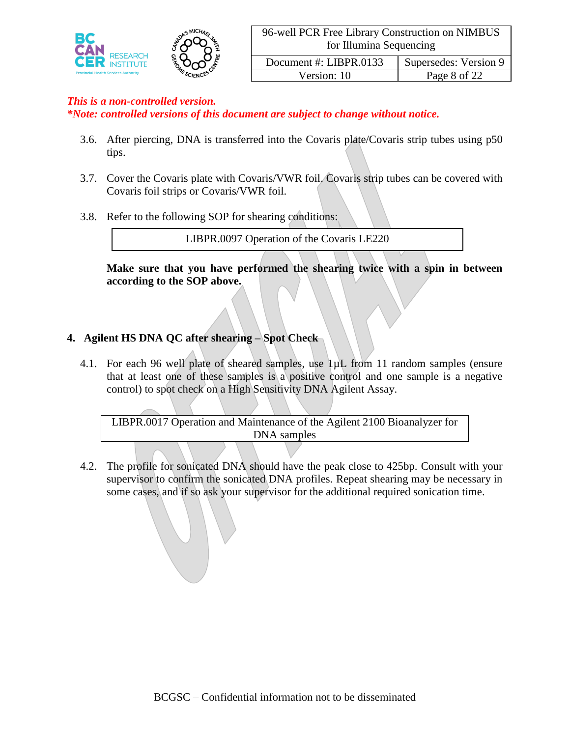*This is a non-controlled version.*
*\*Note: controlled versions of this document are subject to change without notice.*

3.6. After piercing, DNA is transferred into the Covaris plate/Covaris strip tubes using p50 tips.

3.7. Cover the Covaris plate with Covaris/VWR foil. Covaris strip tubes can be covered with Covaris foil strips or Covaris/VWR foil.

3.8. Refer to the following SOP for shearing conditions:

| LIBPR.0097 Operation of the Covaris LE220 |
|---|

**Make sure that you have performed the shearing twice with a spin in between according to the SOP above.**

## 4. Agilent HS DNA QC after shearing – Spot Check

4.1. For each 96 well plate of sheared samples, use 1µL from 11 random samples (ensure that at least one of these samples is a positive control and one sample is a negative control) to spot check on a High Sensitivity DNA Agilent Assay.

| LIBPR.0017 Operation and Maintenance of the Agilent 2100 Bioanalyzer for DNA samples |
|---|

4.2. The profile for sonicated DNA should have the peak close to 425bp. Consult with your supervisor to confirm the sonicated DNA profiles. Repeat shearing may be necessary in some cases, and if so ask your supervisor for the additional required sonication time.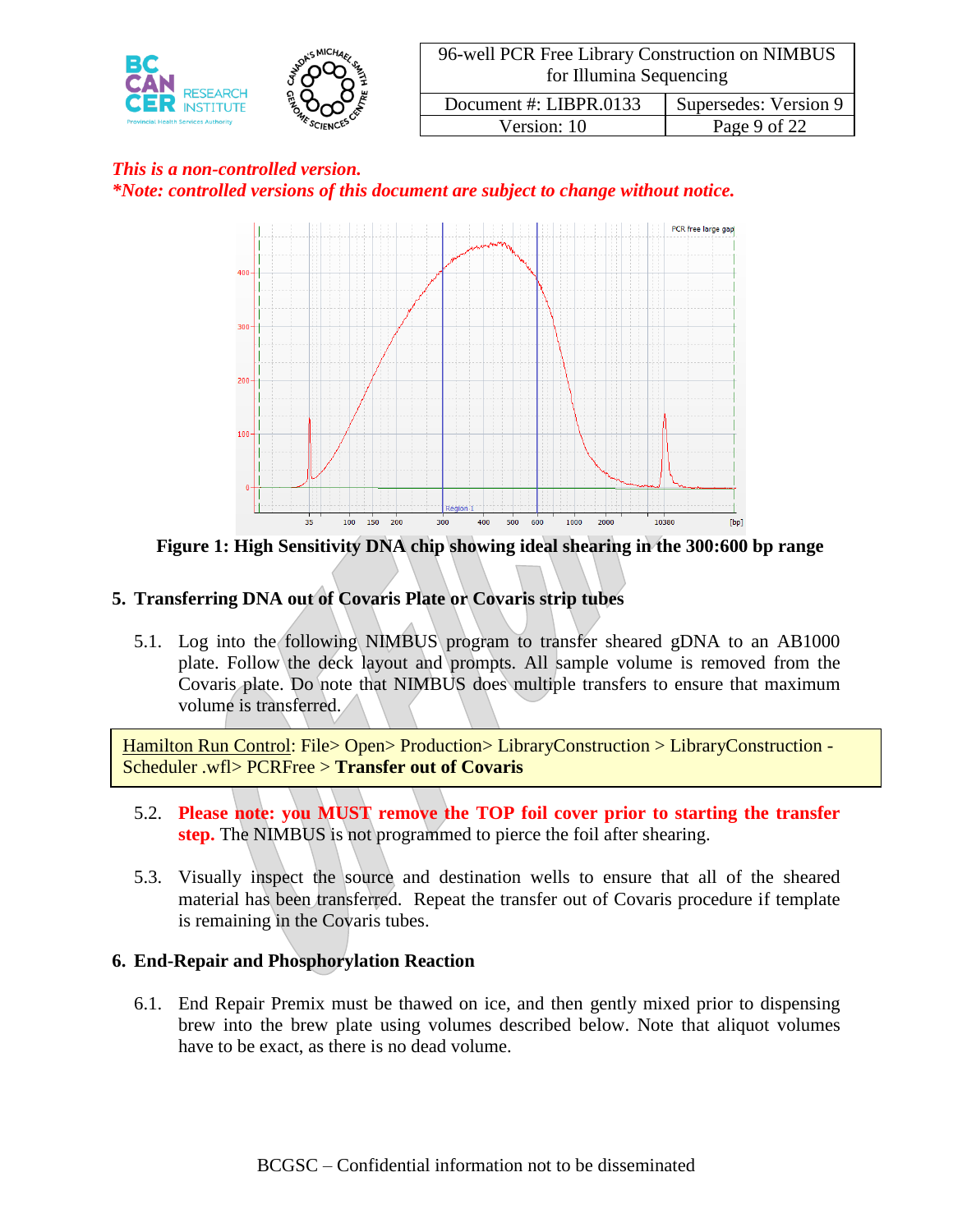*This is a non-controlled version.*
*\*Note: controlled versions of this document are subject to change without notice.*

**Figure 1: High Sensitivity DNA chip showing ideal shearing in the 300:600 bp range**

## 5. Transferring DNA out of Covaris Plate or Covaris strip tubes

5.1. Log into the following NIMBUS program to transfer sheared gDNA to an AB1000 plate. Follow the deck layout and prompts. All sample volume is removed from the Covaris plate. Do note that NIMBUS does multiple transfers to ensure that maximum volume is transferred.

> Hamilton Run Control: File> Open> Production> LibraryConstruction > LibraryConstruction - Scheduler .wfl> PCRFree > **Transfer out of Covaris**

5.2. **Please note: you MUST remove the TOP foil cover prior to starting the transfer step.** The NIMBUS is not programmed to pierce the foil after shearing.

5.3. Visually inspect the source and destination wells to ensure that all of the sheared material has been transferred. Repeat the transfer out of Covaris procedure if template is remaining in the Covaris tubes.

## 6. End-Repair and Phosphorylation Reaction

6.1. End Repair Premix must be thawed on ice, and then gently mixed prior to dispensing brew into the brew plate using volumes described below. Note that aliquot volumes have to be exact, as there is no dead volume.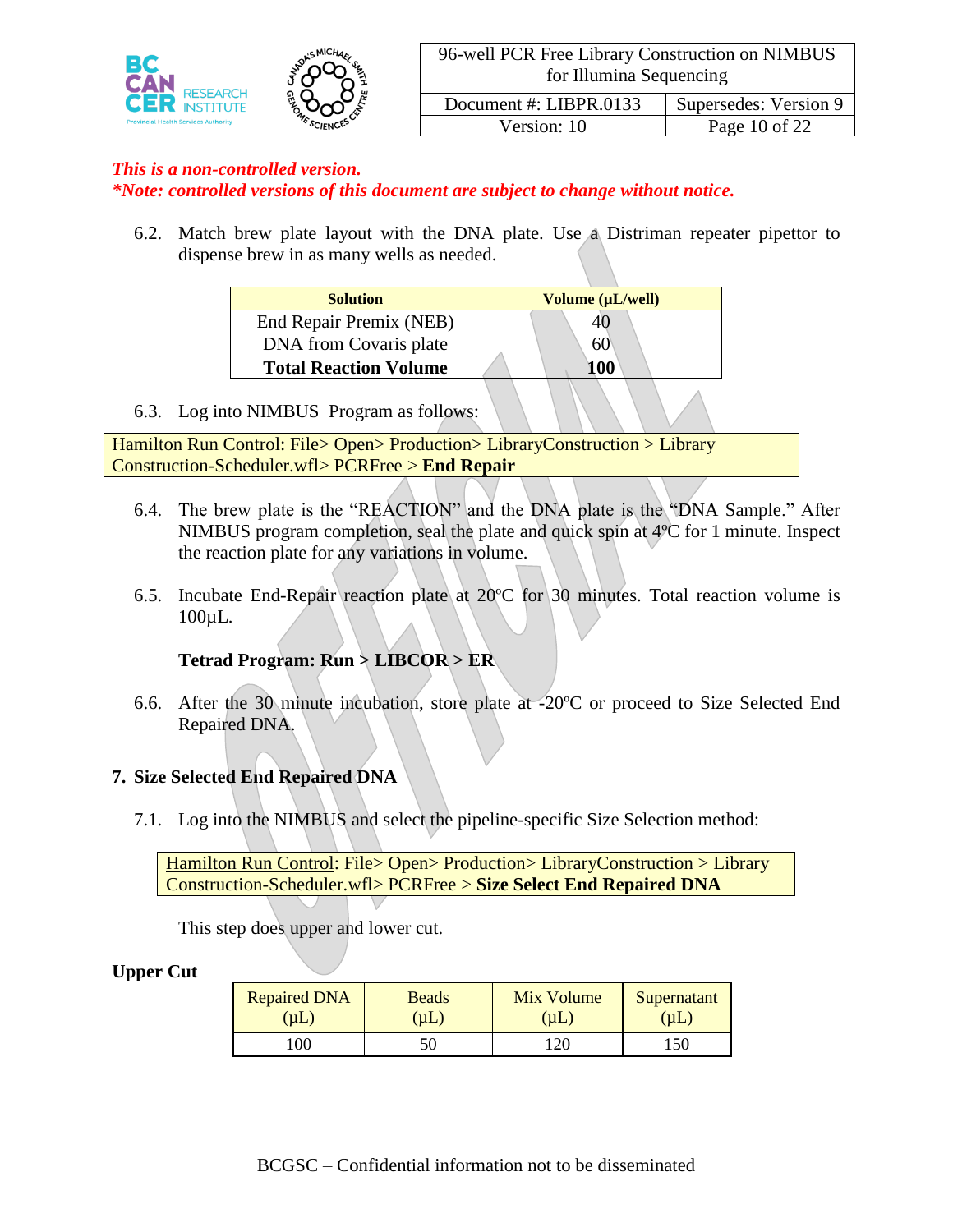*This is a non-controlled version.*
*\*Note: controlled versions of this document are subject to change without notice.*

6.2. Match brew plate layout with the DNA plate. Use a Distriman repeater pipettor to dispense brew in as many wells as needed.

| Solution | Volume (µL/well) |
|---|---|
| End Repair Premix (NEB) | 40 |
| DNA from Covaris plate | 60 |
| **Total Reaction Volume** | **100** |

6.3. Log into NIMBUS Program as follows:

Hamilton Run Control: File> Open> Production> LibraryConstruction > Library Construction-Scheduler.wfl> PCRFree > **End Repair**

6.4. The brew plate is the "REACTION" and the DNA plate is the "DNA Sample." After NIMBUS program completion, seal the plate and quick spin at 4ºC for 1 minute. Inspect the reaction plate for any variations in volume.

6.5. Incubate End-Repair reaction plate at 20ºC for 30 minutes. Total reaction volume is 100µL.

**Tetrad Program: Run > LIBCOR > ER**

6.6. After the 30 minute incubation, store plate at -20ºC or proceed to Size Selected End Repaired DNA.

## 7. Size Selected End Repaired DNA

7.1. Log into the NIMBUS and select the pipeline-specific Size Selection method:

Hamilton Run Control: File> Open> Production> LibraryConstruction > Library Construction-Scheduler.wfl> PCRFree > **Size Select End Repaired DNA**

This step does upper and lower cut.

**Upper Cut**

| Repaired DNA (µL) | Beads (µL) | Mix Volume (µL) | Supernatant (µL) |
|---|---|---|---|
| 100 | 50 | 120 | 150 |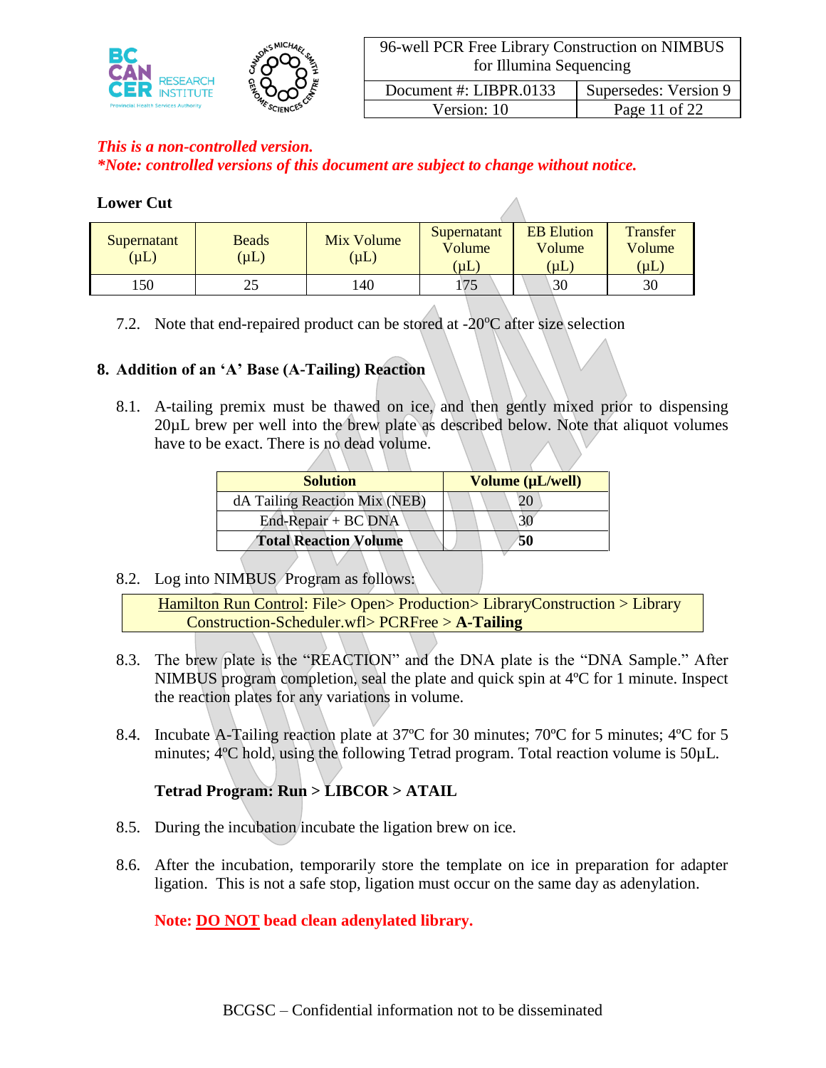*This is a non-controlled version.*
***Note: controlled versions of this document are subject to change without notice.***

**Lower Cut**

| Supernatant (µL) | Beads (µL) | Mix Volume (µL) | Supernatant Volume (µL) | EB Elution Volume (µL) | Transfer Volume (µL) |
|---|---|---|---|---|---|
| 150 | 25 | 140 | 175 | 30 | 30 |

7.2. Note that end-repaired product can be stored at -20°C after size selection

## 8. Addition of an 'A' Base (A-Tailing) Reaction

8.1. A-tailing premix must be thawed on ice, and then gently mixed prior to dispensing 20µL brew per well into the brew plate as described below. Note that aliquot volumes have to be exact. There is no dead volume.

| Solution | Volume (µL/well) |
|---|---|
| dA Tailing Reaction Mix (NEB) | 20 |
| End-Repair + BC DNA | 30 |
| **Total Reaction Volume** | **50** |

8.2. Log into NIMBUS Program as follows:

Hamilton Run Control: File> Open> Production> LibraryConstruction > Library Construction-Scheduler.wfl> PCRFree > **A-Tailing**

8.3. The brew plate is the "REACTION" and the DNA plate is the "DNA Sample." After NIMBUS program completion, seal the plate and quick spin at 4ºC for 1 minute. Inspect the reaction plates for any variations in volume.

8.4. Incubate A-Tailing reaction plate at 37ºC for 30 minutes; 70ºC for 5 minutes; 4ºC for 5 minutes; 4ºC hold, using the following Tetrad program. Total reaction volume is 50µL.

**Tetrad Program: Run > LIBCOR > ATAIL**

8.5. During the incubation incubate the ligation brew on ice.

8.6. After the incubation, temporarily store the template on ice in preparation for adapter ligation. This is not a safe stop, ligation must occur on the same day as adenylation.

**Note: DO NOT bead clean adenylated library.**

BCGSC – Confidential information not to be disseminated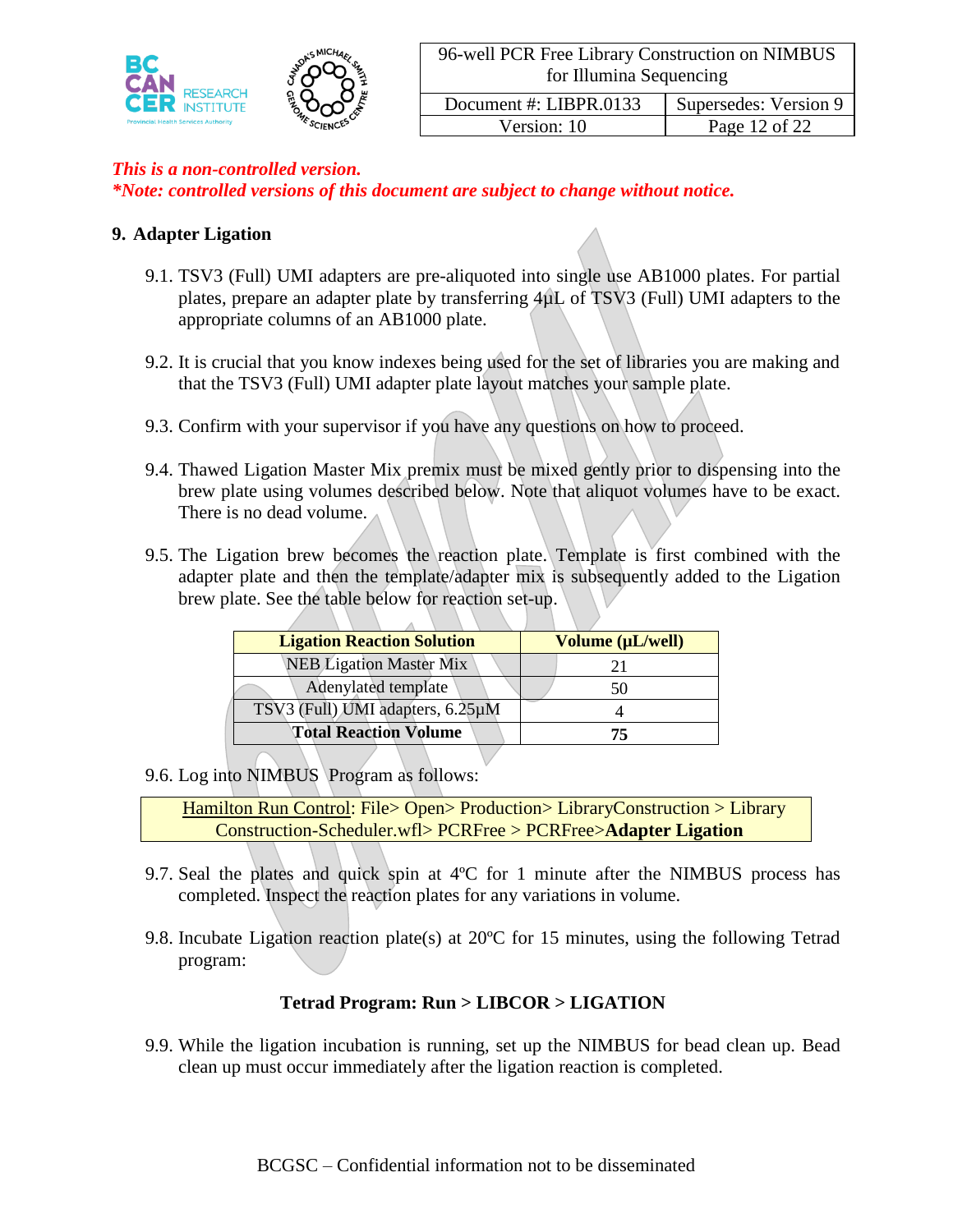*This is a non-controlled version.*
***Note: controlled versions of this document are subject to change without notice.***

## 9. Adapter Ligation

9.1. TSV3 (Full) UMI adapters are pre-aliquoted into single use AB1000 plates. For partial plates, prepare an adapter plate by transferring 4µL of TSV3 (Full) UMI adapters to the appropriate columns of an AB1000 plate.

9.2. It is crucial that you know indexes being used for the set of libraries you are making and that the TSV3 (Full) UMI adapter plate layout matches your sample plate.

9.3. Confirm with your supervisor if you have any questions on how to proceed.

9.4. Thawed Ligation Master Mix premix must be mixed gently prior to dispensing into the brew plate using volumes described below. Note that aliquot volumes have to be exact. There is no dead volume.

9.5. The Ligation brew becomes the reaction plate. Template is first combined with the adapter plate and then the template/adapter mix is subsequently added to the Ligation brew plate. See the table below for reaction set-up.

| Ligation Reaction Solution | Volume (µL/well) |
|---|---|
| NEB Ligation Master Mix | 21 |
| Adenylated template | 50 |
| TSV3 (Full) UMI adapters, 6.25µM | 4 |
| **Total Reaction Volume** | **75** |

9.6. Log into NIMBUS Program as follows:

Hamilton Run Control: File> Open> Production> LibraryConstruction > Library Construction-Scheduler.wfl> PCRFree > PCRFree>**Adapter Ligation**

9.7. Seal the plates and quick spin at 4ºC for 1 minute after the NIMBUS process has completed. Inspect the reaction plates for any variations in volume.

9.8. Incubate Ligation reaction plate(s) at 20ºC for 15 minutes, using the following Tetrad program:

**Tetrad Program: Run > LIBCOR > LIGATION**

9.9. While the ligation incubation is running, set up the NIMBUS for bead clean up. Bead clean up must occur immediately after the ligation reaction is completed.

BCGSC – Confidential information not to be disseminated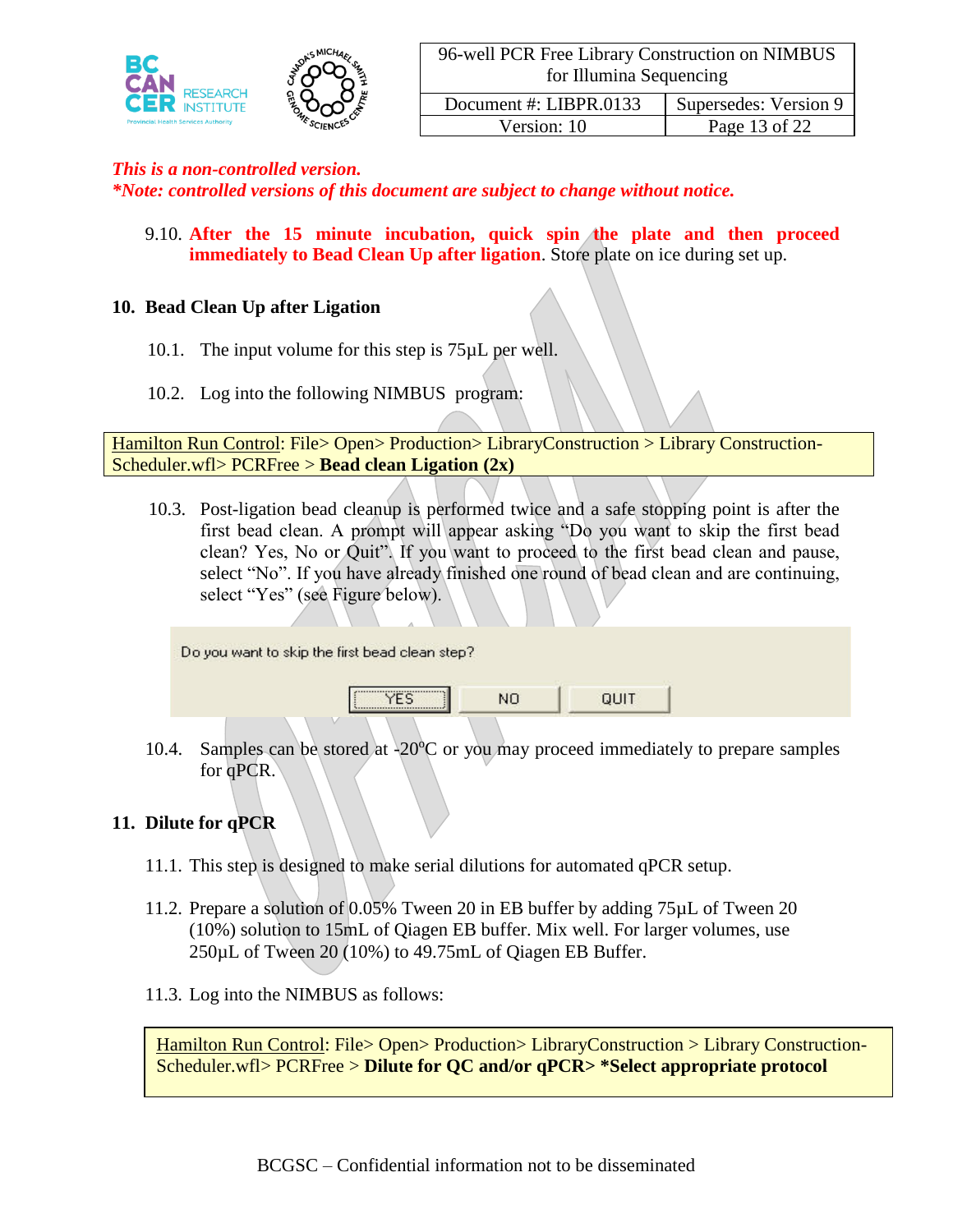*This is a non-controlled version.*
***Note: controlled versions of this document are subject to change without notice.***

9.10. **After the 15 minute incubation, quick spin the plate and then proceed immediately to Bead Clean Up after ligation**. Store plate on ice during set up.

## 10. Bead Clean Up after Ligation

10.1. The input volume for this step is 75µL per well.

10.2. Log into the following NIMBUS program:

> Hamilton Run Control: File> Open> Production> LibraryConstruction > Library Construction-Scheduler.wfl> PCRFree > **Bead clean Ligation (2x)**

10.3. Post-ligation bead cleanup is performed twice and a safe stopping point is after the first bead clean. A prompt will appear asking "Do you want to skip the first bead clean? Yes, No or Quit". If you want to proceed to the first bead clean and pause, select "No". If you have already finished one round of bead clean and are continuing, select "Yes" (see Figure below).

> Do you want to skip the first bead clean step?
>
> [YES] [NO] [QUIT]

10.4. Samples can be stored at -20°C or you may proceed immediately to prepare samples for qPCR.

## 11. Dilute for qPCR

11.1. This step is designed to make serial dilutions for automated qPCR setup.

11.2. Prepare a solution of 0.05% Tween 20 in EB buffer by adding 75µL of Tween 20 (10%) solution to 15mL of Qiagen EB buffer. Mix well. For larger volumes, use 250µL of Tween 20 (10%) to 49.75mL of Qiagen EB Buffer.

11.3. Log into the NIMBUS as follows:

> Hamilton Run Control: File> Open> Production> LibraryConstruction > Library Construction-Scheduler.wfl> PCRFree > **Dilute for QC and/or qPCR> *Select appropriate protocol**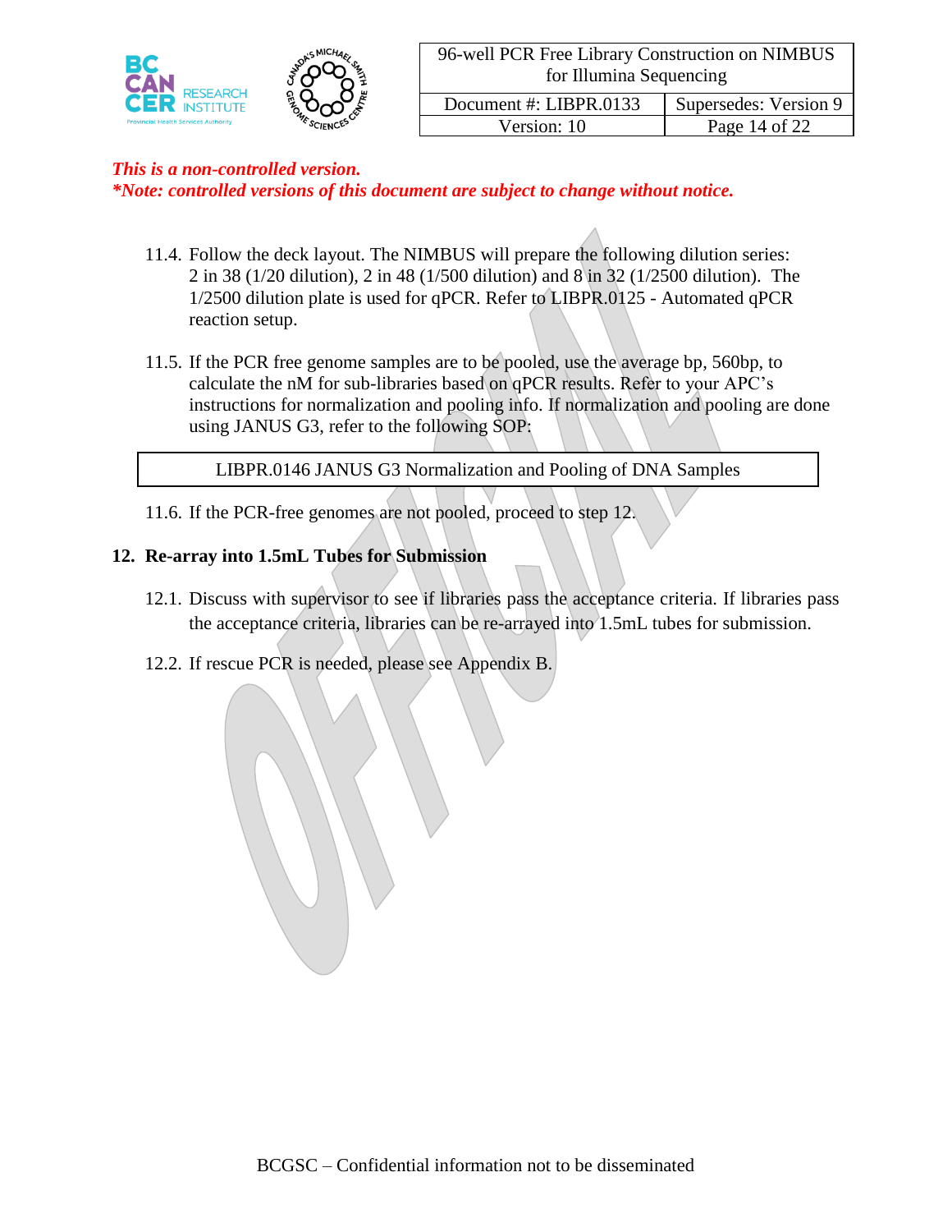*This is a non-controlled version.*
***Note: controlled versions of this document are subject to change without notice.***

11.4. Follow the deck layout. The NIMBUS will prepare the following dilution series: 2 in 38 (1/20 dilution), 2 in 48 (1/500 dilution) and 8 in 32 (1/2500 dilution). The 1/2500 dilution plate is used for qPCR. Refer to LIBPR.0125 - Automated qPCR reaction setup.

11.5. If the PCR free genome samples are to be pooled, use the average bp, 560bp, to calculate the nM for sub-libraries based on qPCR results. Refer to your APC's instructions for normalization and pooling info. If normalization and pooling are done using JANUS G3, refer to the following SOP:

| LIBPR.0146 JANUS G3 Normalization and Pooling of DNA Samples |
|---|

11.6. If the PCR-free genomes are not pooled, proceed to step 12.

## 12. Re-array into 1.5mL Tubes for Submission

12.1. Discuss with supervisor to see if libraries pass the acceptance criteria. If libraries pass the acceptance criteria, libraries can be re-arrayed into 1.5mL tubes for submission.

12.2. If rescue PCR is needed, please see Appendix B.

BCGSC – Confidential information not to be disseminated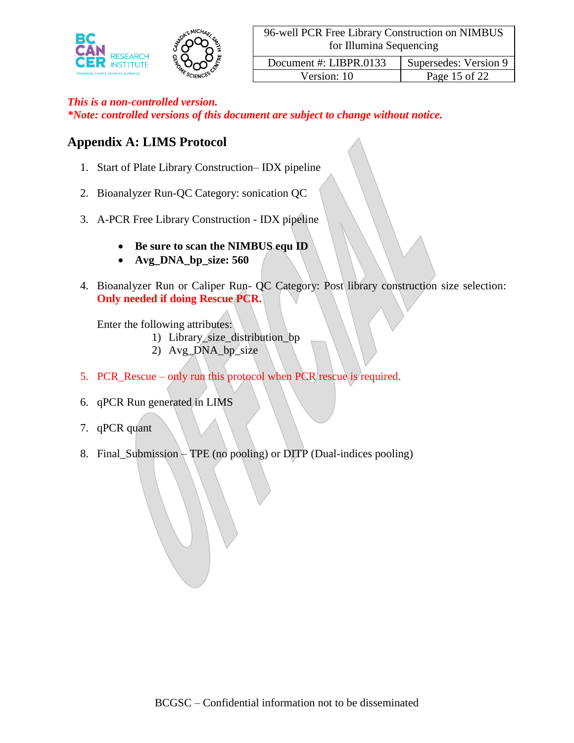*This is a non-controlled version.*
***Note: controlled versions of this document are subject to change without notice.***

## Appendix A: LIMS Protocol

1. Start of Plate Library Construction– IDX pipeline

2. Bioanalyzer Run-QC Category: sonication QC

3. A-PCR Free Library Construction - IDX pipeline

   - **Be sure to scan the NIMBUS equ ID**
   - **Avg_DNA_bp_size: 560**

4. Bioanalyzer Run or Caliper Run- QC Category: Post library construction size selection: **Only needed if doing Rescue PCR.**

   Enter the following attributes:
   1) Library_size_distribution_bp
   2) Avg_DNA_bp_size

5. PCR_Rescue – only run this protocol when PCR rescue is required.

6. qPCR Run generated in LIMS

7. qPCR quant

8. Final_Submission – TPE (no pooling) or DITP (Dual-indices pooling)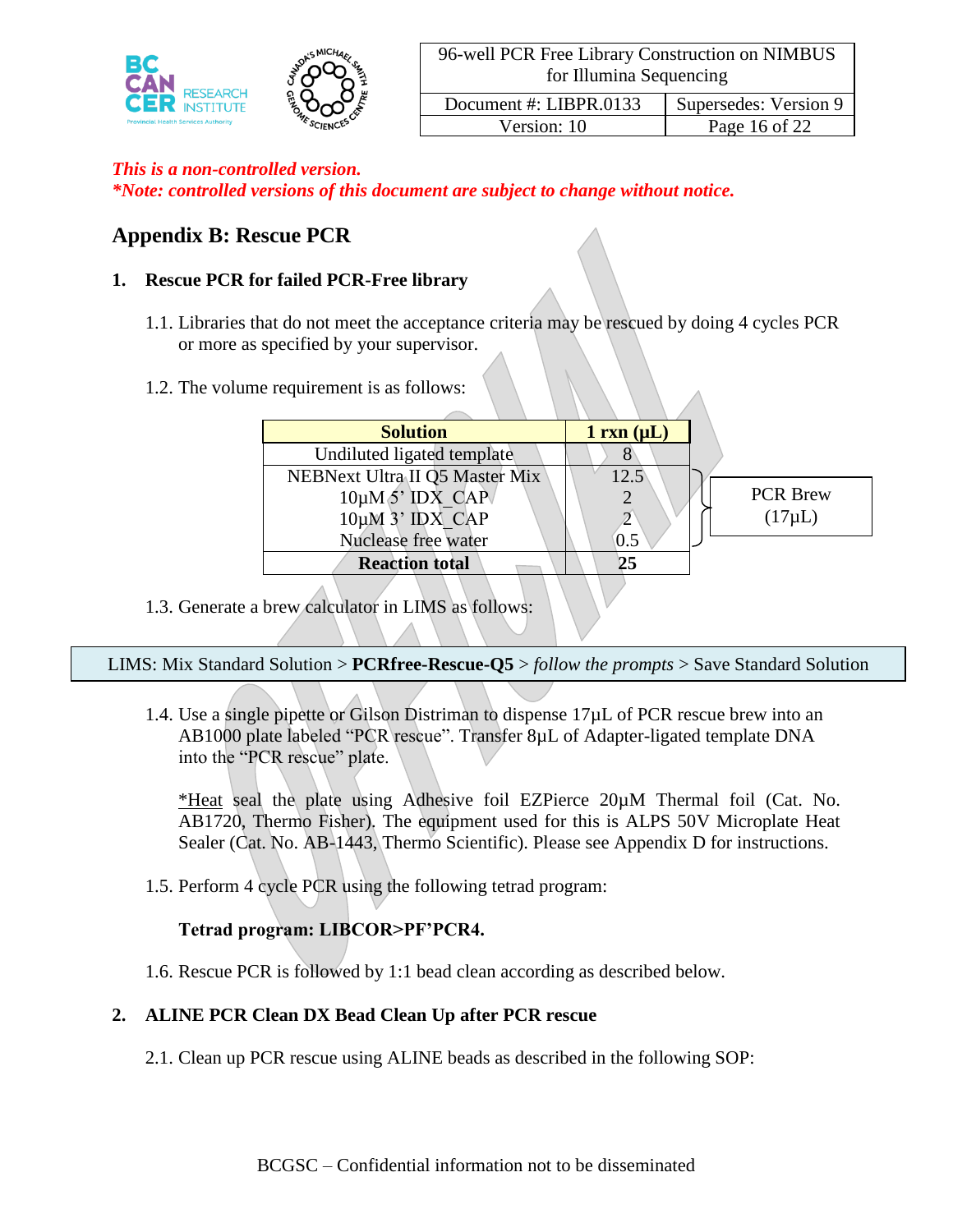*This is a non-controlled version.*
***Note: controlled versions of this document are subject to change without notice.***

## Appendix B: Rescue PCR

### 1. Rescue PCR for failed PCR-Free library

1.1. Libraries that do not meet the acceptance criteria may be rescued by doing 4 cycles PCR or more as specified by your supervisor.

1.2. The volume requirement is as follows:

| Solution | 1 rxn (µL) | |
|---|---|---|
| Undiluted ligated template | 8 | |
| NEBNext Ultra II Q5 Master Mix | 12.5 | PCR Brew (17µL) |
| 10µM 5' IDX_CAP | 2 | PCR Brew (17µL) |
| 10µM 3' IDX_CAP | 2 | PCR Brew (17µL) |
| Nuclease free water | 0.5 | PCR Brew (17µL) |
| **Reaction total** | **25** | |

1.3. Generate a brew calculator in LIMS as follows:

LIMS: Mix Standard Solution > **PCRfree-Rescue-Q5** > *follow the prompts* > Save Standard Solution

1.4. Use a single pipette or Gilson Distriman to dispense 17µL of PCR rescue brew into an AB1000 plate labeled "PCR rescue". Transfer 8µL of Adapter-ligated template DNA into the "PCR rescue" plate.

\*Heat seal the plate using Adhesive foil EZPierce 20µM Thermal foil (Cat. No. AB1720, Thermo Fisher). The equipment used for this is ALPS 50V Microplate Heat Sealer (Cat. No. AB-1443, Thermo Scientific). Please see Appendix D for instructions.

1.5. Perform 4 cycle PCR using the following tetrad program:

**Tetrad program: LIBCOR>PF'PCR4.**

1.6. Rescue PCR is followed by 1:1 bead clean according as described below.

### 2. ALINE PCR Clean DX Bead Clean Up after PCR rescue

2.1. Clean up PCR rescue using ALINE beads as described in the following SOP:

BCGSC – Confidential information not to be disseminated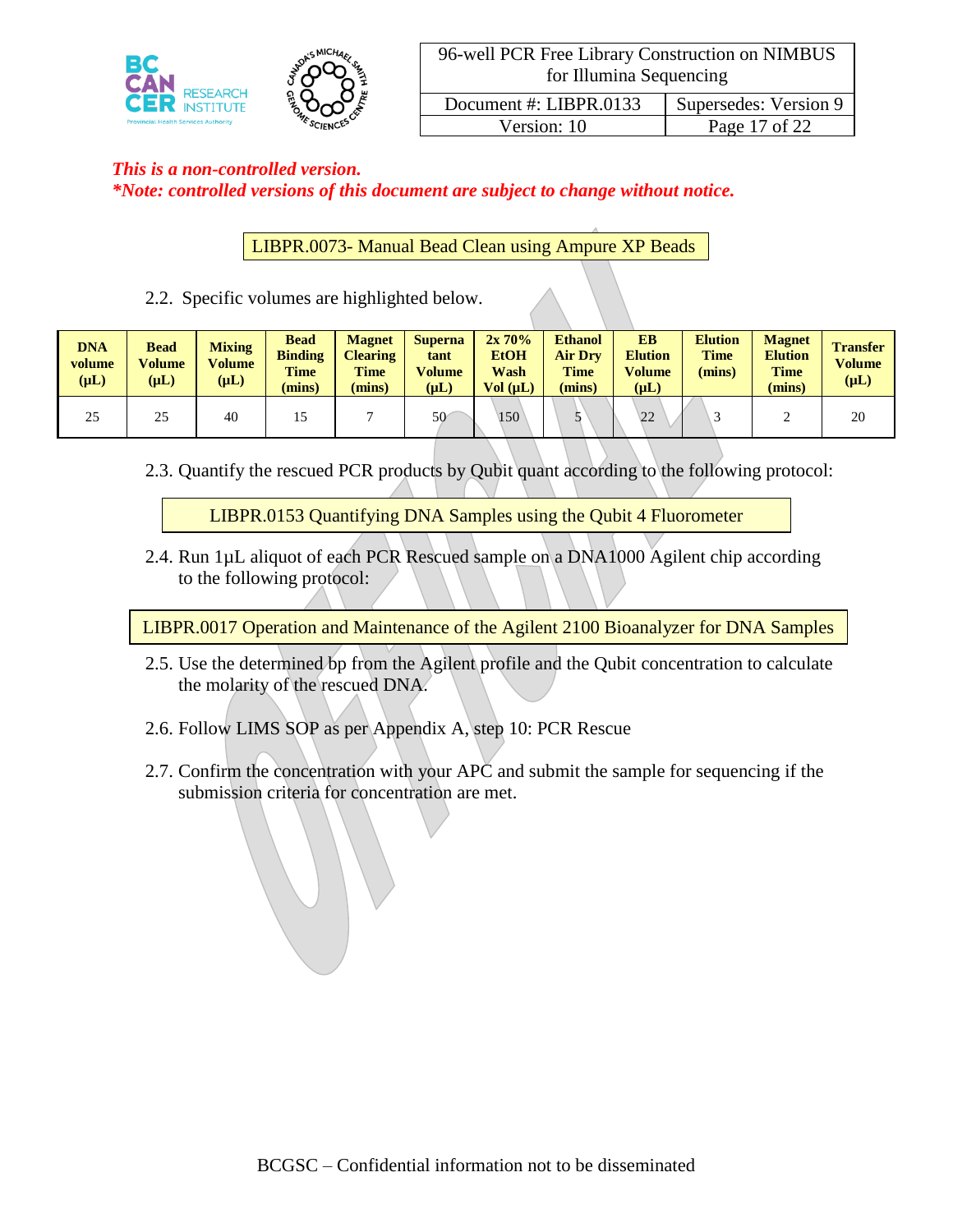*This is a non-controlled version.*
***Note: controlled versions of this document are subject to change without notice.***

LIBPR.0073- Manual Bead Clean using Ampure XP Beads

2.2. Specific volumes are highlighted below.

| DNA volume (µL) | Bead Volume (µL) | Mixing Volume (µL) | Bead Binding Time (mins) | Magnet Clearing Time (mins) | Supernatant Volume (µL) | 2x 70% EtOH Wash Vol (µL) | Ethanol Air Dry Time (mins) | EB Elution Volume (µL) | Elution Time (mins) | Magnet Elution Time (mins) | Transfer Volume (µL) |
|---|---|---|---|---|---|---|---|---|---|---|---|
| 25 | 25 | 40 | 15 | 7 | 50 | 150 | 5 | 22 | 3 | 2 | 20 |

2.3. Quantify the rescued PCR products by Qubit quant according to the following protocol:

LIBPR.0153 Quantifying DNA Samples using the Qubit 4 Fluorometer

2.4. Run 1µL aliquot of each PCR Rescued sample on a DNA1000 Agilent chip according to the following protocol:

LIBPR.0017 Operation and Maintenance of the Agilent 2100 Bioanalyzer for DNA Samples

2.5. Use the determined bp from the Agilent profile and the Qubit concentration to calculate the molarity of the rescued DNA.

2.6. Follow LIMS SOP as per Appendix A, step 10: PCR Rescue

2.7. Confirm the concentration with your APC and submit the sample for sequencing if the submission criteria for concentration are met.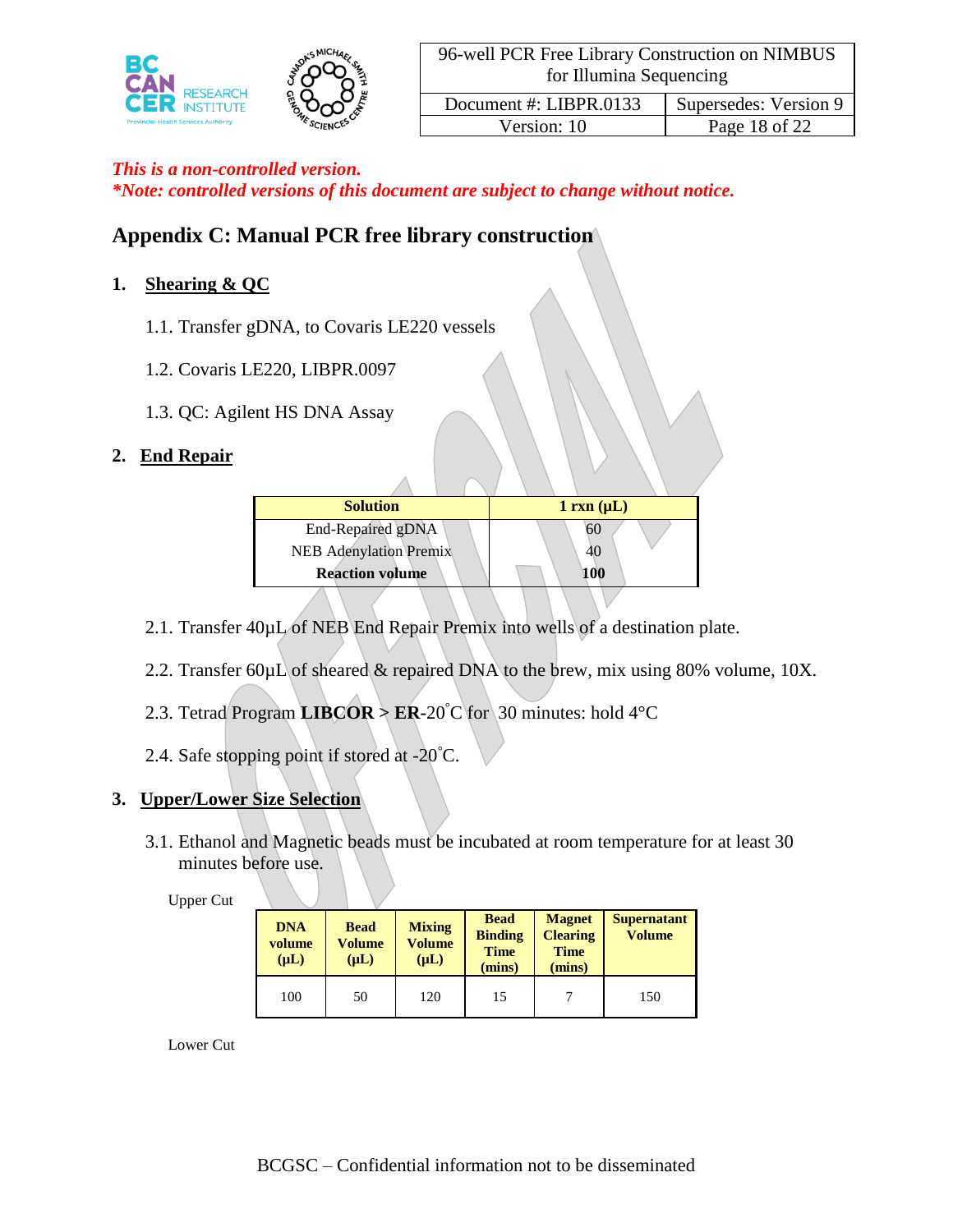*This is a non-controlled version.*
*\*Note: controlled versions of this document are subject to change without notice.*

# Appendix C: Manual PCR free library construction

## 1. Shearing & QC

1.1. Transfer gDNA, to Covaris LE220 vessels

1.2. Covaris LE220, LIBPR.0097

1.3. QC: Agilent HS DNA Assay

## 2. End Repair

| Solution | 1 rxn (µL) |
|---|---|
| End-Repaired gDNA | 60 |
| NEB Adenylation Premix | 40 |
| **Reaction volume** | **100** |

2.1. Transfer 40µL of NEB End Repair Premix into wells of a destination plate.

2.2. Transfer 60µL of sheared & repaired DNA to the brew, mix using 80% volume, 10X.

2.3. Tetrad Program **LIBCOR > ER**-20˚C for 30 minutes: hold 4°C

2.4. Safe stopping point if stored at -20˚C.

## 3. Upper/Lower Size Selection

3.1. Ethanol and Magnetic beads must be incubated at room temperature for at least 30 minutes before use.

Upper Cut

| DNA volume (µL) | Bead Volume (µL) | Mixing Volume (µL) | Bead Binding Time (mins) | Magnet Clearing Time (mins) | Supernatant Volume |
|---|---|---|---|---|---|
| 100 | 50 | 120 | 15 | 7 | 150 |

Lower Cut

BCGSC – Confidential information not to be disseminated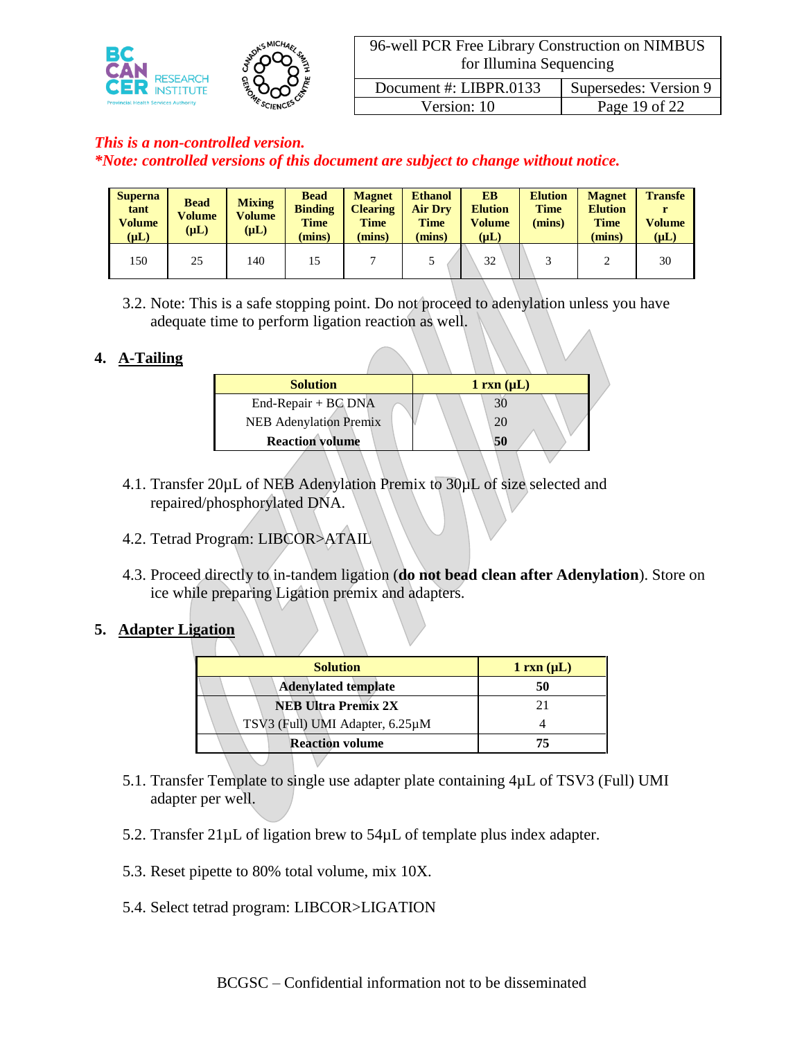*This is a non-controlled version.*
***Note: controlled versions of this document are subject to change without notice.***

| Supernatant Volume (µL) | Bead Volume (µL) | Mixing Volume (µL) | Bead Binding Time (mins) | Magnet Clearing Time (mins) | Ethanol Air Dry Time (mins) | EB Elution Volume (µL) | Elution Time (mins) | Magnet Elution Time (mins) | Transfer Volume (µL) |
|---|---|---|---|---|---|---|---|---|---|
| 150 | 25 | 140 | 15 | 7 | 5 | 32 | 3 | 2 | 30 |

3.2. Note: This is a safe stopping point. Do not proceed to adenylation unless you have adequate time to perform ligation reaction as well.

## 4. A-Tailing

| Solution | 1 rxn (µL) |
|---|---|
| End-Repair + BC DNA | 30 |
| NEB Adenylation Premix | 20 |
| **Reaction volume** | **50** |

4.1. Transfer 20µL of NEB Adenylation Premix to 30µL of size selected and repaired/phosphorylated DNA.

4.2. Tetrad Program: LIBCOR>ATAIL

4.3. Proceed directly to in-tandem ligation (**do not bead clean after Adenylation**). Store on ice while preparing Ligation premix and adapters.

## 5. Adapter Ligation

| Solution | 1 rxn (µL) |
|---|---|
| **Adenylated template** | **50** |
| **NEB Ultra Premix 2X** | 21 |
| TSV3 (Full) UMI Adapter, 6.25µM | 4 |
| **Reaction volume** | **75** |

5.1. Transfer Template to single use adapter plate containing 4µL of TSV3 (Full) UMI adapter per well.

5.2. Transfer 21µL of ligation brew to 54µL of template plus index adapter.

5.3. Reset pipette to 80% total volume, mix 10X.

5.4. Select tetrad program: LIBCOR>LIGATION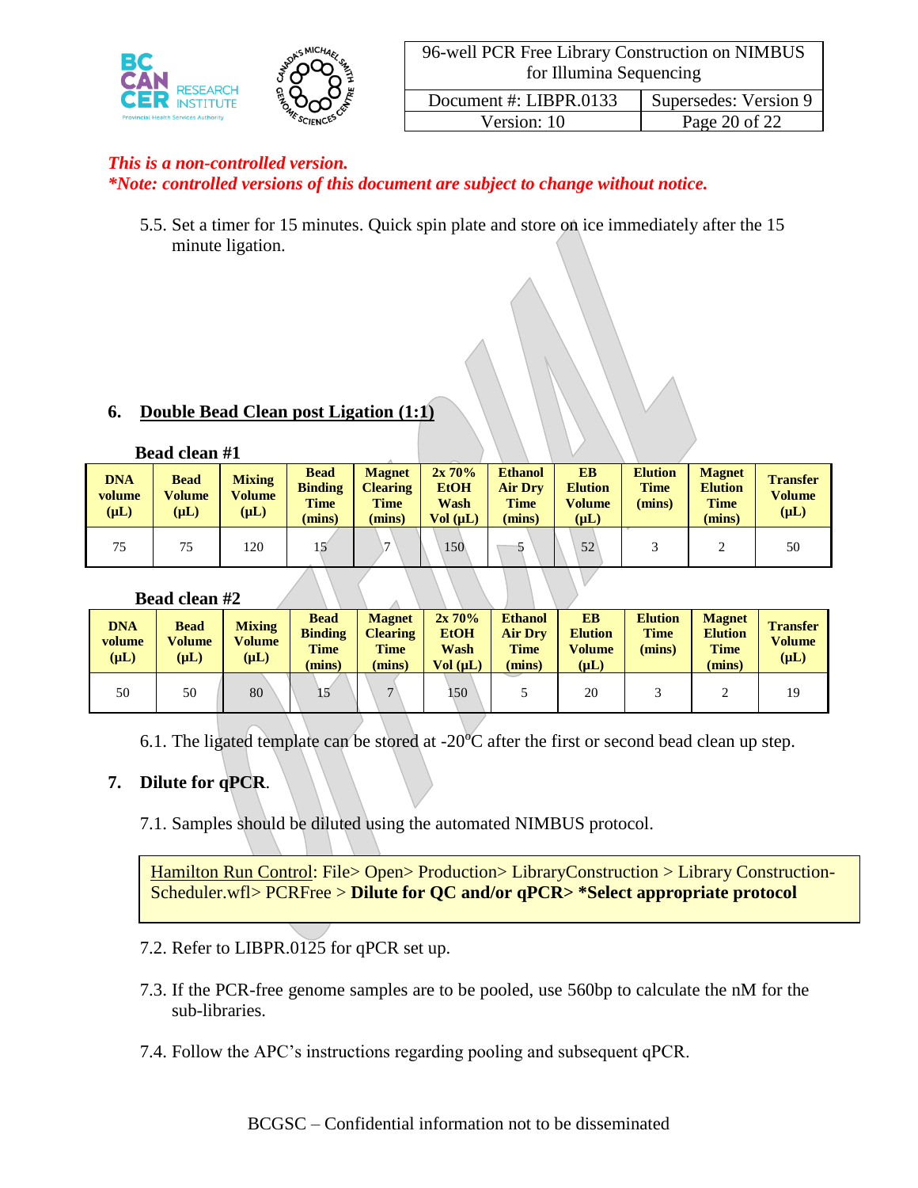*This is a non-controlled version.*
***Note: controlled versions of this document are subject to change without notice.***

5.5. Set a timer for 15 minutes. Quick spin plate and store on ice immediately after the 15 minute ligation.

## 6. Double Bead Clean post Ligation (1:1)

**Bead clean #1**

| DNA volume (µL) | Bead Volume (µL) | Mixing Volume (µL) | Bead Binding Time (mins) | Magnet Clearing Time (mins) | 2x 70% EtOH Wash Vol (µL) | Ethanol Air Dry Time (mins) | EB Elution Volume (µL) | Elution Time (mins) | Magnet Elution Time (mins) | Transfer Volume (µL) |
|---|---|---|---|---|---|---|---|---|---|---|
| 75 | 75 | 120 | 15 | 7 | 150 | 5 | 52 | 3 | 2 | 50 |

**Bead clean #2**

| DNA volume (µL) | Bead Volume (µL) | Mixing Volume (µL) | Bead Binding Time (mins) | Magnet Clearing Time (mins) | 2x 70% EtOH Wash Vol (µL) | Ethanol Air Dry Time (mins) | EB Elution Volume (µL) | Elution Time (mins) | Magnet Elution Time (mins) | Transfer Volume (µL) |
|---|---|---|---|---|---|---|---|---|---|---|
| 50 | 50 | 80 | 15 | 7 | 150 | 5 | 20 | 3 | 2 | 19 |

6.1. The ligated template can be stored at -20$^{o}$C after the first or second bead clean up step.

## 7. Dilute for qPCR.

7.1. Samples should be diluted using the automated NIMBUS protocol.

> Hamilton Run Control: File> Open> Production> LibraryConstruction > Library Construction-Scheduler.wfl> PCRFree > **Dilute for QC and/or qPCR> *Select appropriate protocol**

7.2. Refer to LIBPR.0125 for qPCR set up.

7.3. If the PCR-free genome samples are to be pooled, use 560bp to calculate the nM for the sub-libraries.

7.4. Follow the APC's instructions regarding pooling and subsequent qPCR.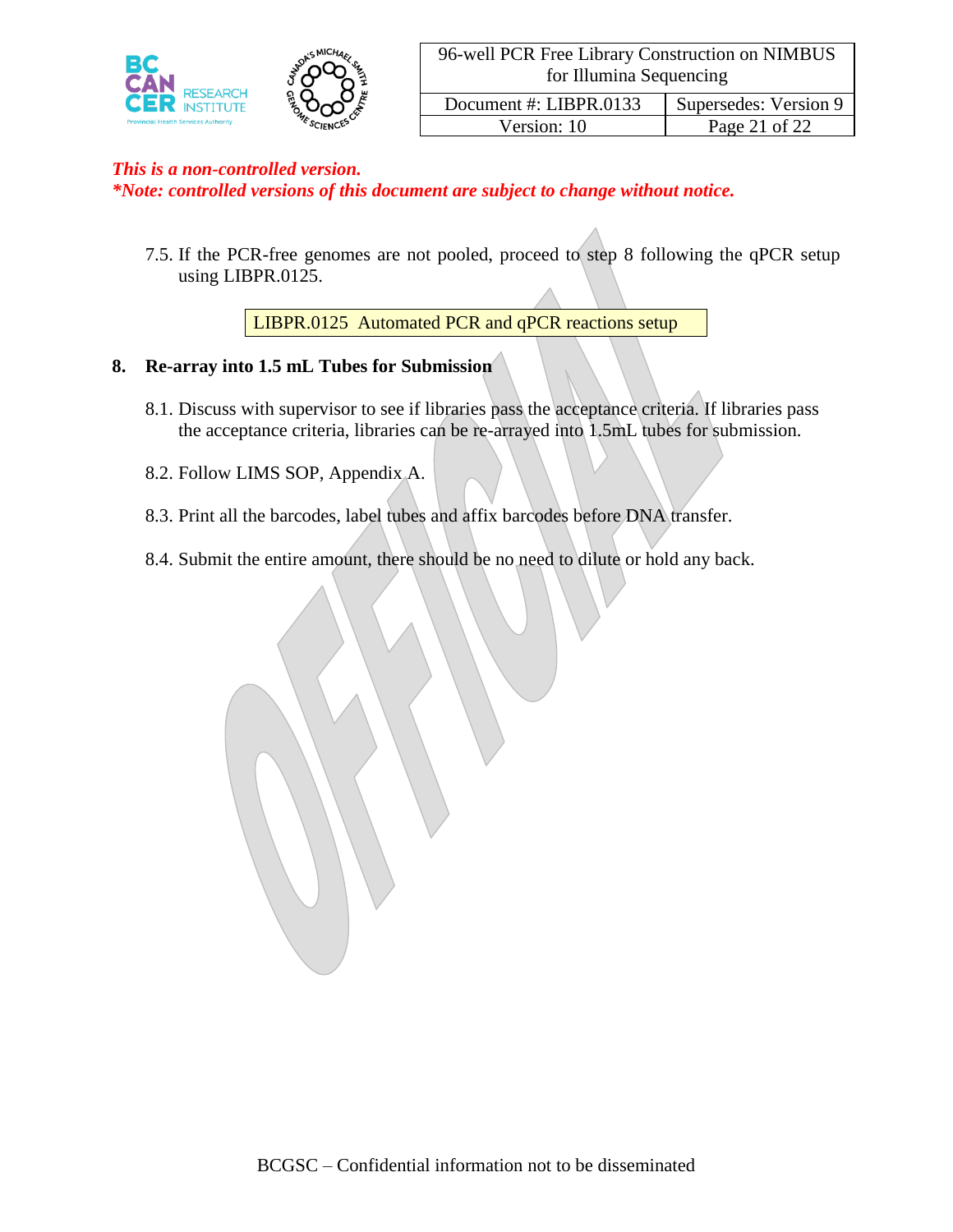*This is a non-controlled version.*
*\*Note: controlled versions of this document are subject to change without notice.*

7.5. If the PCR-free genomes are not pooled, proceed to step 8 following the qPCR setup using LIBPR.0125.

| LIBPR.0125 Automated PCR and qPCR reactions setup |
|---|

## 8. Re-array into 1.5 mL Tubes for Submission

8.1. Discuss with supervisor to see if libraries pass the acceptance criteria. If libraries pass the acceptance criteria, libraries can be re-arrayed into 1.5mL tubes for submission.

8.2. Follow LIMS SOP, Appendix A.

8.3. Print all the barcodes, label tubes and affix barcodes before DNA transfer.

8.4. Submit the entire amount, there should be no need to dilute or hold any back.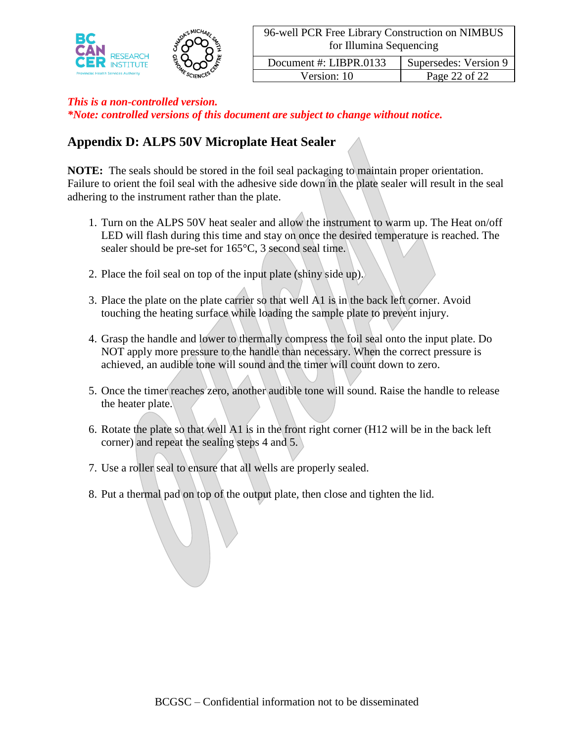*This is a non-controlled version.*
***Note: controlled versions of this document are subject to change without notice.***

## Appendix D: ALPS 50V Microplate Heat Sealer

**NOTE:** The seals should be stored in the foil seal packaging to maintain proper orientation. Failure to orient the foil seal with the adhesive side down in the plate sealer will result in the seal adhering to the instrument rather than the plate.

1. Turn on the ALPS 50V heat sealer and allow the instrument to warm up. The Heat on/off LED will flash during this time and stay on once the desired temperature is reached. The sealer should be pre-set for 165°C, 3 second seal time.

2. Place the foil seal on top of the input plate (shiny side up).

3. Place the plate on the plate carrier so that well A1 is in the back left corner. Avoid touching the heating surface while loading the sample plate to prevent injury.

4. Grasp the handle and lower to thermally compress the foil seal onto the input plate. Do NOT apply more pressure to the handle than necessary. When the correct pressure is achieved, an audible tone will sound and the timer will count down to zero.

5. Once the timer reaches zero, another audible tone will sound. Raise the handle to release the heater plate.

6. Rotate the plate so that well A1 is in the front right corner (H12 will be in the back left corner) and repeat the sealing steps 4 and 5.

7. Use a roller seal to ensure that all wells are properly sealed.

8. Put a thermal pad on top of the output plate, then close and tighten the lid.

BCGSC – Confidential information not to be disseminated